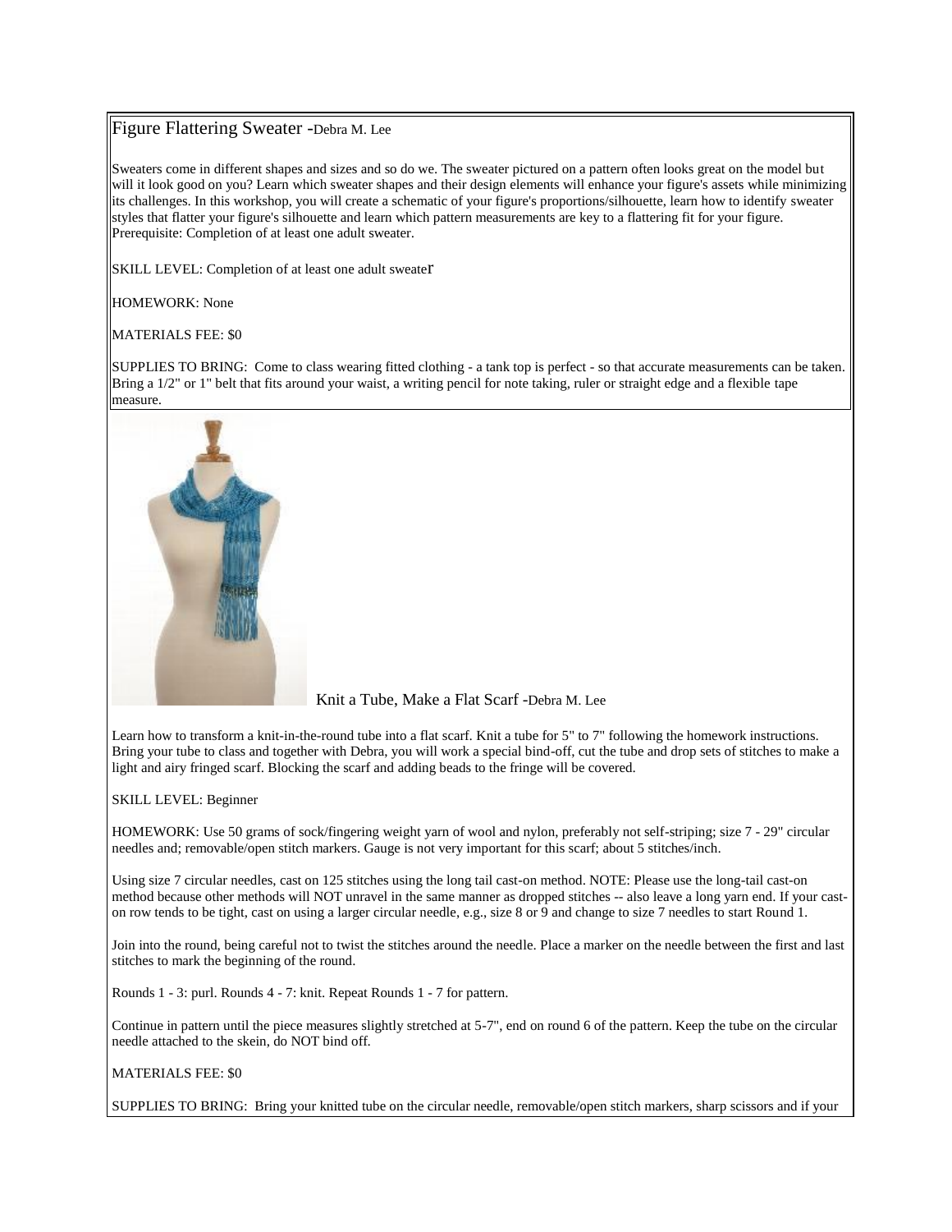## Figure Flattering Sweater - Debra M. Lee

Sweaters come in different shapes and sizes and so do we. The sweater pictured on a pattern often looks great on the model but will it look good on you? Learn which sweater shapes and their design elements will enhance your figure's assets while minimizing its challenges. In this workshop, you will create a schematic of your figure's proportions/silhouette, learn how to identify sweater styles that flatter your figure's silhouette and learn which pattern measurements are key to a flattering fit for your figure. Prerequisite: Completion of at least one adult sweater.

SKILL LEVEL: Completion of at least one adult sweater

HOMEWORK: None

MATERIALS FEE: $0

SUPPLIES TO BRING: Come to class wearing fitted clothing - a tank top is perfect - so that accurate measurements can be taken. Bring a 1/2" or 1" belt that fits around your waist, a writing pencil for note taking, ruler or straight edge and a flexible tape measure.

## Knit a Tube, Make a Flat Scarf - Debra M. Lee

Learn how to transform a knit-in-the-round tube into a flat scarf. Knit a tube for 5" to 7" following the homework instructions. Bring your tube to class and together with Debra, you will work a special bind-off, cut the tube and drop sets of stitches to make a light and airy fringed scarf. Blocking the scarf and adding beads to the fringe will be covered.

SKILL LEVEL: Beginner

HOMEWORK: Use 50 grams of sock/fingering weight yarn of wool and nylon, preferably not self-striping; size 7 - 29" circular needles and; removable/open stitch markers. Gauge is not very important for this scarf; about 5 stitches/inch.

Using size 7 circular needles, cast on 125 stitches using the long tail cast-on method. NOTE: Please use the long-tail cast-on method because other methods will NOT unravel in the same manner as dropped stitches -- also leave a long yarn end. If your cast-on row tends to be tight, cast on using a larger circular needle, e.g., size 8 or 9 and change to size 7 needles to start Round 1.

Join into the round, being careful not to twist the stitches around the needle. Place a marker on the needle between the first and last stitches to mark the beginning of the round.

Rounds 1 - 3: purl. Rounds 4 - 7: knit. Repeat Rounds 1 - 7 for pattern.

Continue in pattern until the piece measures slightly stretched at 5-7", end on round 6 of the pattern. Keep the tube on the circular needle attached to the skein, do NOT bind off.

MATERIALS FEE: $0

SUPPLIES TO BRING: Bring your knitted tube on the circular needle, removable/open stitch markers, sharp scissors and if your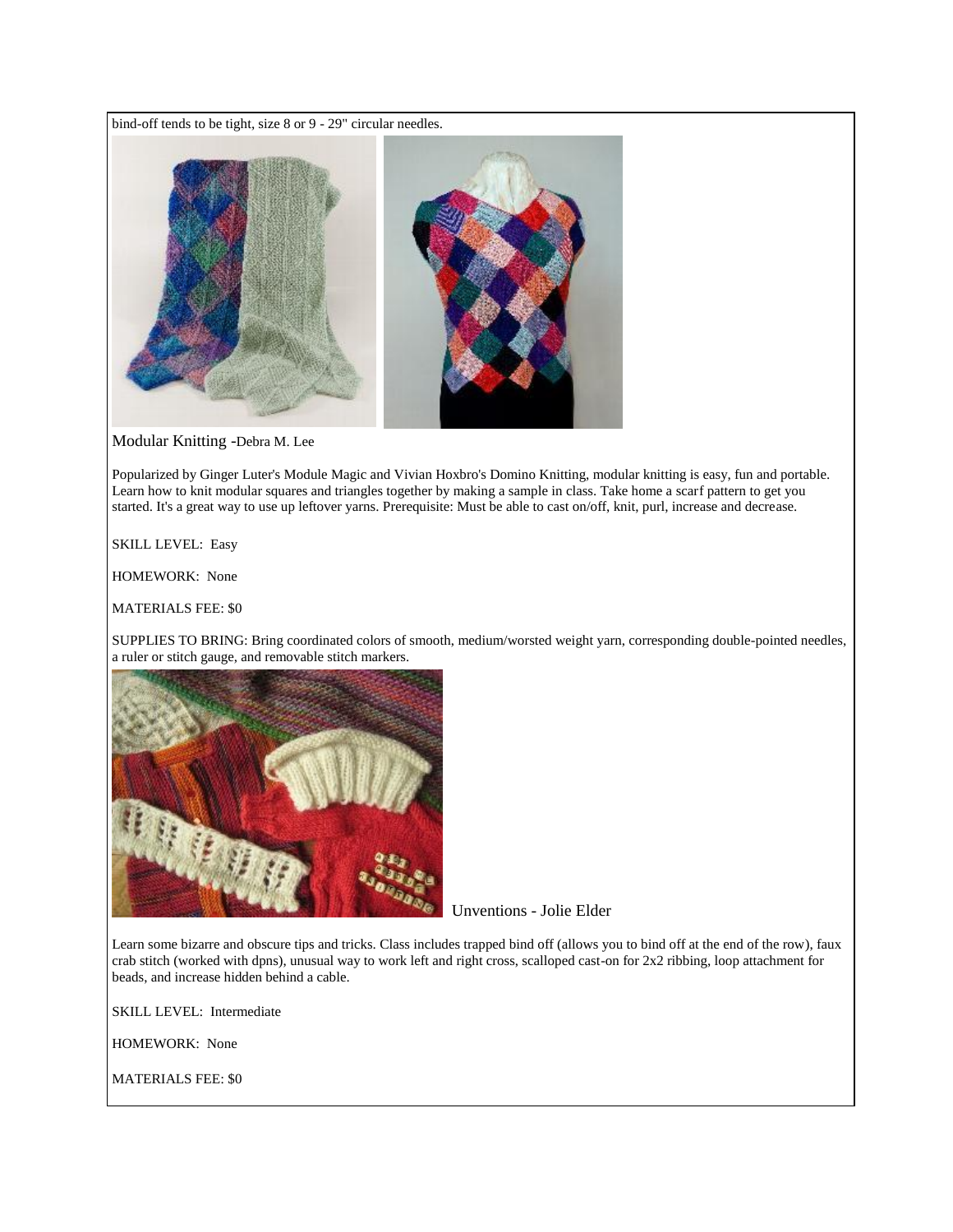bind-off tends to be tight, size 8 or 9 - 29" circular needles.

Modular Knitting -Debra M. Lee

Popularized by Ginger Luter's Module Magic and Vivian Hoxbro's Domino Knitting, modular knitting is easy, fun and portable. Learn how to knit modular squares and triangles together by making a sample in class. Take home a scarf pattern to get you started. It's a great way to use up leftover yarns. Prerequisite: Must be able to cast on/off, knit, purl, increase and decrease.

SKILL LEVEL: Easy

HOMEWORK: None

MATERIALS FEE: $0

SUPPLIES TO BRING: Bring coordinated colors of smooth, medium/worsted weight yarn, corresponding double-pointed needles, a ruler or stitch gauge, and removable stitch markers.

Unventions - Jolie Elder

Learn some bizarre and obscure tips and tricks. Class includes trapped bind off (allows you to bind off at the end of the row), faux crab stitch (worked with dpns), unusual way to work left and right cross, scalloped cast-on for 2x2 ribbing, loop attachment for beads, and increase hidden behind a cable.

SKILL LEVEL: Intermediate

HOMEWORK: None

MATERIALS FEE: $0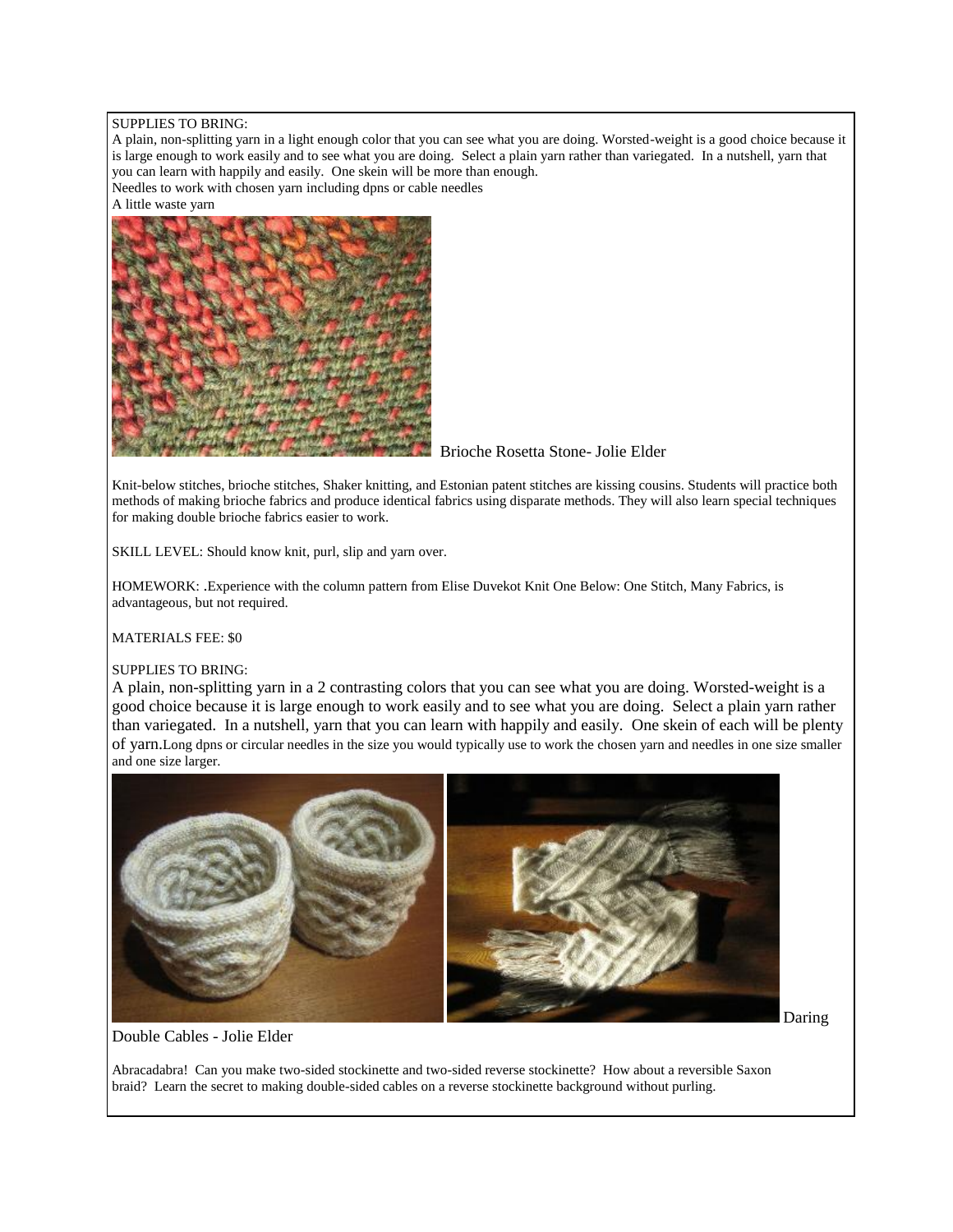SUPPLIES TO BRING:
A plain, non-splitting yarn in a light enough color that you can see what you are doing. Worsted-weight is a good choice because it is large enough to work easily and to see what you are doing. Select a plain yarn rather than variegated. In a nutshell, yarn that you can learn with happily and easily. One skein will be more than enough.
Needles to work with chosen yarn including dpns or cable needles
A little waste yarn

Brioche Rosetta Stone- Jolie Elder

Knit-below stitches, brioche stitches, Shaker knitting, and Estonian patent stitches are kissing cousins. Students will practice both methods of making brioche fabrics and produce identical fabrics using disparate methods. They will also learn special techniques for making double brioche fabrics easier to work.

SKILL LEVEL: Should know knit, purl, slip and yarn over.

HOMEWORK: .Experience with the column pattern from Elise Duvekot Knit One Below: One Stitch, Many Fabrics, is advantageous, but not required.

MATERIALS FEE: $0

SUPPLIES TO BRING:
A plain, non-splitting yarn in a 2 contrasting colors that you can see what you are doing. Worsted-weight is a good choice because it is large enough to work easily and to see what you are doing. Select a plain yarn rather than variegated. In a nutshell, yarn that you can learn with happily and easily. One skein of each will be plenty of yarn.Long dpns or circular needles in the size you would typically use to work the chosen yarn and needles in one size smaller and one size larger.

Daring Double Cables - Jolie Elder

Abracadabra! Can you make two-sided stockinette and two-sided reverse stockinette? How about a reversible Saxon braid? Learn the secret to making double-sided cables on a reverse stockinette background without purling.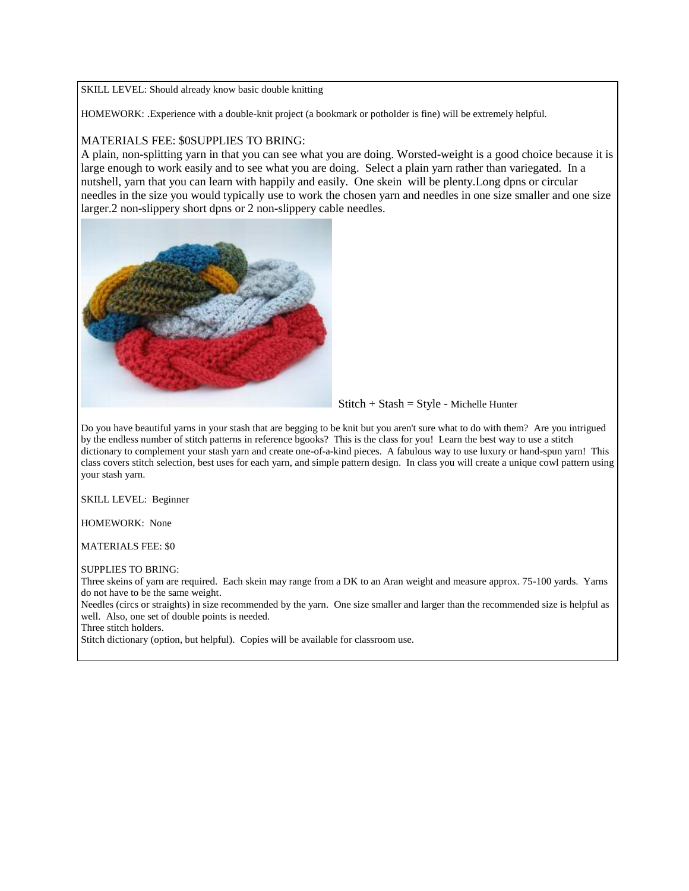SKILL LEVEL: Should already know basic double knitting

HOMEWORK: .Experience with a double-knit project (a bookmark or potholder is fine) will be extremely helpful.

MATERIALS FEE: $0SUPPLIES TO BRING:
A plain, non-splitting yarn in that you can see what you are doing. Worsted-weight is a good choice because it is large enough to work easily and to see what you are doing. Select a plain yarn rather than variegated. In a nutshell, yarn that you can learn with happily and easily. One skein will be plenty.Long dpns or circular needles in the size you would typically use to work the chosen yarn and needles in one size smaller and one size larger.2 non-slippery short dpns or 2 non-slippery cable needles.

Stitch + Stash = Style - Michelle Hunter

Do you have beautiful yarns in your stash that are begging to be knit but you aren't sure what to do with them? Are you intrigued by the endless number of stitch patterns in reference bgooks? This is the class for you! Learn the best way to use a stitch dictionary to complement your stash yarn and create one-of-a-kind pieces. A fabulous way to use luxury or hand-spun yarn! This class covers stitch selection, best uses for each yarn, and simple pattern design. In class you will create a unique cowl pattern using your stash yarn.

SKILL LEVEL: Beginner

HOMEWORK: None

MATERIALS FEE: $0

SUPPLIES TO BRING:
Three skeins of yarn are required. Each skein may range from a DK to an Aran weight and measure approx. 75-100 yards. Yarns do not have to be the same weight.
Needles (circs or straights) in size recommended by the yarn. One size smaller and larger than the recommended size is helpful as well. Also, one set of double points is needed.
Three stitch holders.
Stitch dictionary (option, but helpful). Copies will be available for classroom use.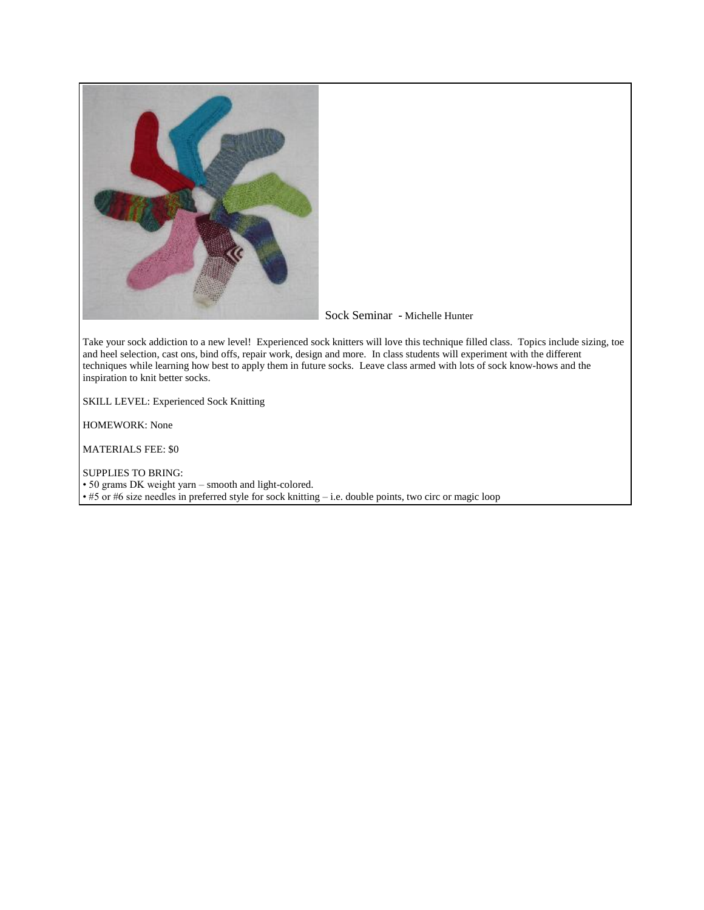## Sock Seminar - Michelle Hunter

Take your sock addiction to a new level! Experienced sock knitters will love this technique filled class. Topics include sizing, toe and heel selection, cast ons, bind offs, repair work, design and more. In class students will experiment with the different techniques while learning how best to apply them in future socks. Leave class armed with lots of sock know-hows and the inspiration to knit better socks.

SKILL LEVEL: Experienced Sock Knitting

HOMEWORK: None

MATERIALS FEE: $0

SUPPLIES TO BRING:

- 50 grams DK weight yarn – smooth and light-colored.
- #5 or #6 size needles in preferred style for sock knitting – i.e. double points, two circ or magic loop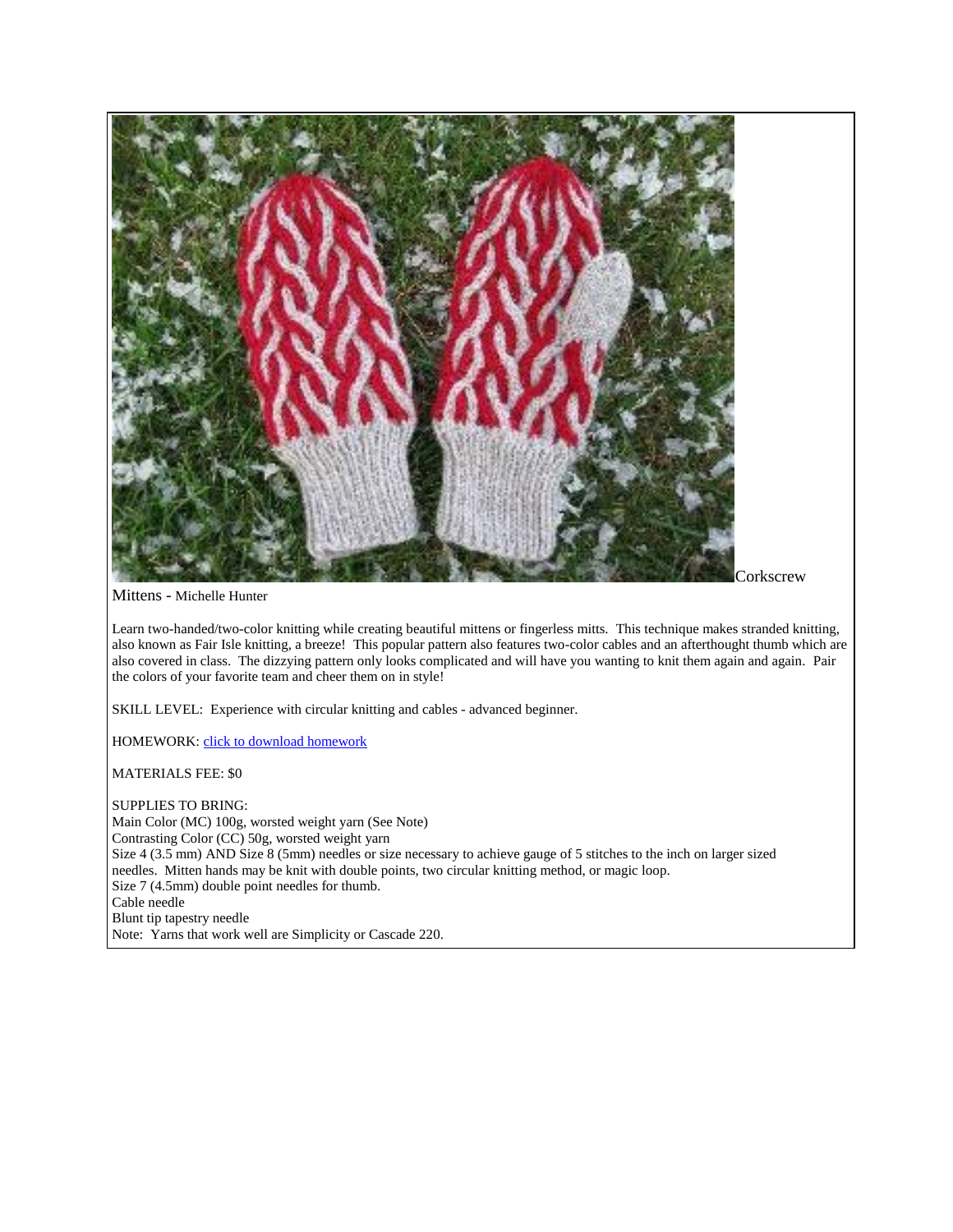Corkscrew Mittens - Michelle Hunter

Learn two-handed/two-color knitting while creating beautiful mittens or fingerless mitts. This technique makes stranded knitting, also known as Fair Isle knitting, a breeze! This popular pattern also features two-color cables and an afterthought thumb which are also covered in class. The dizzying pattern only looks complicated and will have you wanting to knit them again and again. Pair the colors of your favorite team and cheer them on in style!

SKILL LEVEL: Experience with circular knitting and cables - advanced beginner.

HOMEWORK: [click to download homework]

MATERIALS FEE: $0

SUPPLIES TO BRING:
Main Color (MC) 100g, worsted weight yarn (See Note)
Contrasting Color (CC) 50g, worsted weight yarn
Size 4 (3.5 mm) AND Size 8 (5mm) needles or size necessary to achieve gauge of 5 stitches to the inch on larger sized needles. Mitten hands may be knit with double points, two circular knitting method, or magic loop.
Size 7 (4.5mm) double point needles for thumb.
Cable needle
Blunt tip tapestry needle
Note: Yarns that work well are Simplicity or Cascade 220.